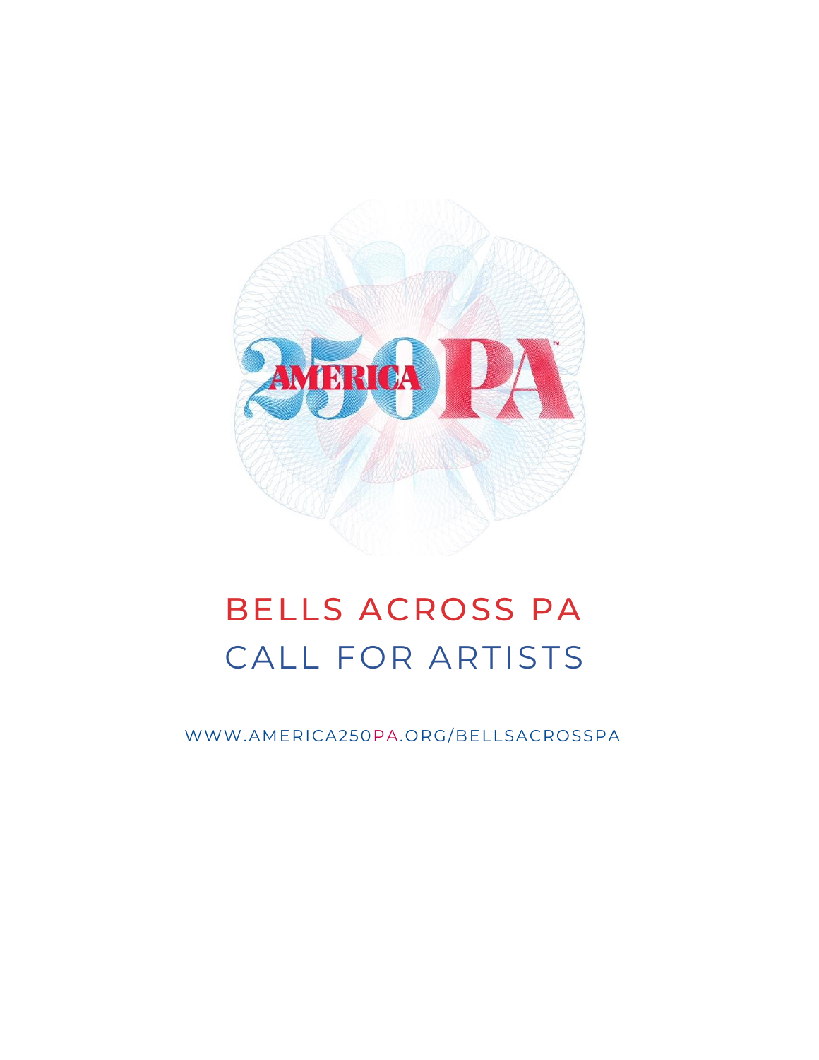# BELLS ACROSS PA
## CALL FOR ARTISTS

WWW.AMERICA250PA.ORG/BELLSACROSSPA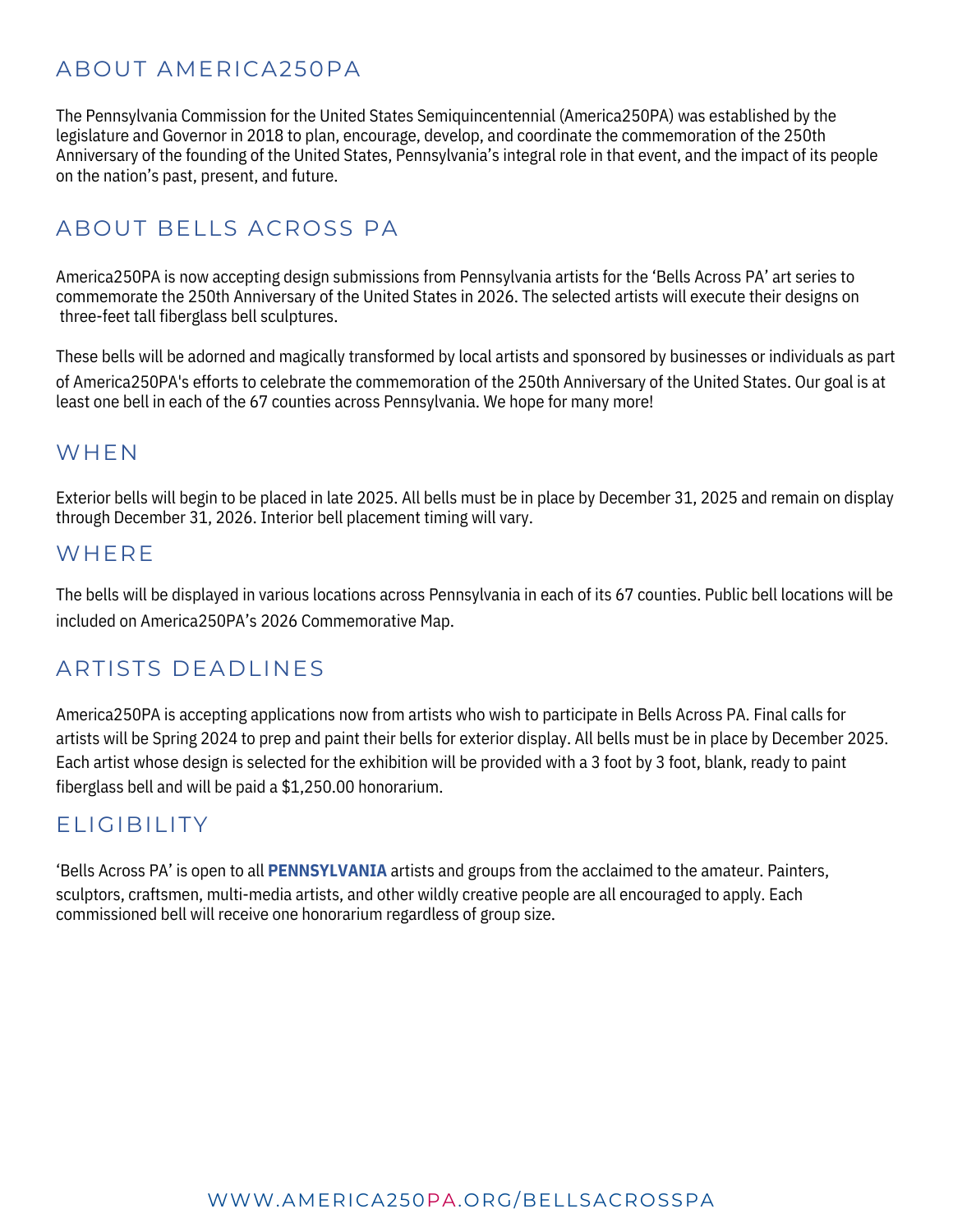## ABOUT AMERICA250PA

The Pennsylvania Commission for the United States Semiquincentennial (America250PA) was established by the legislature and Governor in 2018 to plan, encourage, develop, and coordinate the commemoration of the 250th Anniversary of the founding of the United States, Pennsylvania's integral role in that event, and the impact of its people on the nation's past, present, and future.

## ABOUT BELLS ACROSS PA

America250PA is now accepting design submissions from Pennsylvania artists for the 'Bells Across PA' art series to commemorate the 250th Anniversary of the United States in 2026. The selected artists will execute their designs on three-feet tall fiberglass bell sculptures.

These bells will be adorned and magically transformed by local artists and sponsored by businesses or individuals as part of America250PA's efforts to celebrate the commemoration of the 250th Anniversary of the United States. Our goal is at least one bell in each of the 67 counties across Pennsylvania. We hope for many more!

## WHEN

Exterior bells will begin to be placed in late 2025. All bells must be in place by December 31, 2025 and remain on display through December 31, 2026. Interior bell placement timing will vary.

## WHERE

The bells will be displayed in various locations across Pennsylvania in each of its 67 counties. Public bell locations will be included on America250PA's 2026 Commemorative Map.

## ARTISTS DEADLINES

America250PA is accepting applications now from artists who wish to participate in Bells Across PA. Final calls for artists will be Spring 2024 to prep and paint their bells for exterior display. All bells must be in place by December 2025. Each artist whose design is selected for the exhibition will be provided with a 3 foot by 3 foot, blank, ready to paint fiberglass bell and will be paid a $1,250.00 honorarium.

## ELIGIBILITY

'Bells Across PA' is open to all **PENNSYLVANIA** artists and groups from the acclaimed to the amateur. Painters, sculptors, craftsmen, multi-media artists, and other wildly creative people are all encouraged to apply. Each commissioned bell will receive one honorarium regardless of group size.

WWW.AMERICA250PA.ORG/BELLSACROSSPA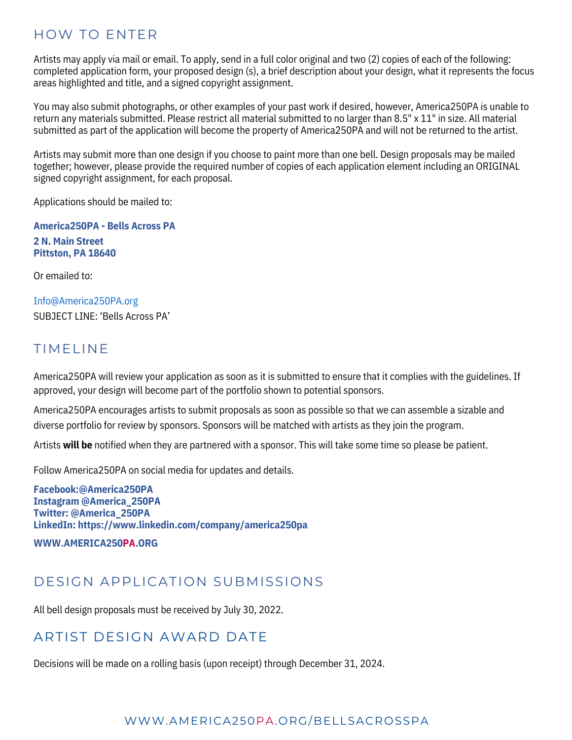## HOW TO ENTER

Artists may apply via mail or email. To apply, send in a full color original and two (2) copies of each of the following: completed application form, your proposed design (s), a brief description about your design, what it represents the focus areas highlighted and title, and a signed copyright assignment.

You may also submit photographs, or other examples of your past work if desired, however, America250PA is unable to return any materials submitted. Please restrict all material submitted to no larger than 8.5" x 11" in size. All material submitted as part of the application will become the property of America250PA and will not be returned to the artist.

Artists may submit more than one design if you choose to paint more than one bell. Design proposals may be mailed together; however, please provide the required number of copies of each application element including an ORIGINAL signed copyright assignment, for each proposal.

Applications should be mailed to:

**America250PA - Bells Across PA**
**2 N. Main Street**
**Pittston, PA 18640**

Or emailed to:

Info@America250PA.org
SUBJECT LINE: 'Bells Across PA'

## TIMELINE

America250PA will review your application as soon as it is submitted to ensure that it complies with the guidelines. If approved, your design will become part of the portfolio shown to potential sponsors.

America250PA encourages artists to submit proposals as soon as possible so that we can assemble a sizable and diverse portfolio for review by sponsors. Sponsors will be matched with artists as they join the program.

Artists **will be** notified when they are partnered with a sponsor. This will take some time so please be patient.

Follow America250PA on social media for updates and details.

**Facebook:@America250PA**
**Instagram @America_250PA**
**Twitter: @America_250PA**
**LinkedIn: https://www.linkedin.com/company/america250pa**

**WWW.AMERICA250PA.ORG**

## DESIGN APPLICATION SUBMISSIONS

All bell design proposals must be received by July 30, 2022.

## ARTIST DESIGN AWARD DATE

Decisions will be made on a rolling basis (upon receipt) through December 31, 2024.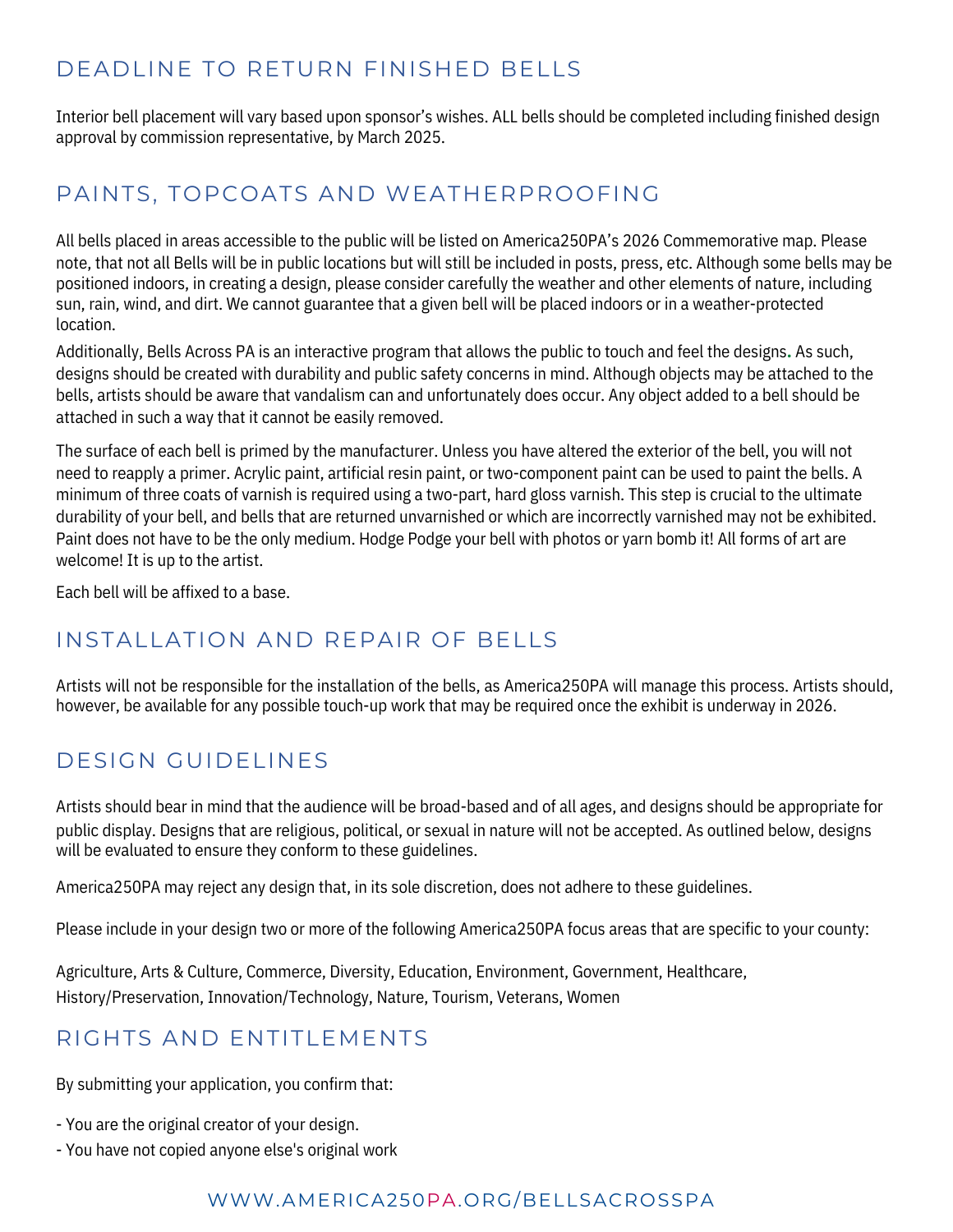## DEADLINE TO RETURN FINISHED BELLS

Interior bell placement will vary based upon sponsor's wishes. ALL bells should be completed including finished design approval by commission representative, by March 2025.

## PAINTS, TOPCOATS AND WEATHERPROOFING

All bells placed in areas accessible to the public will be listed on America250PA's 2026 Commemorative map. Please note, that not all Bells will be in public locations but will still be included in posts, press, etc. Although some bells may be positioned indoors, in creating a design, please consider carefully the weather and other elements of nature, including sun, rain, wind, and dirt. We cannot guarantee that a given bell will be placed indoors or in a weather-protected location.

Additionally, Bells Across PA is an interactive program that allows the public to touch and feel the designs. As such, designs should be created with durability and public safety concerns in mind. Although objects may be attached to the bells, artists should be aware that vandalism can and unfortunately does occur. Any object added to a bell should be attached in such a way that it cannot be easily removed.

The surface of each bell is primed by the manufacturer. Unless you have altered the exterior of the bell, you will not need to reapply a primer. Acrylic paint, artificial resin paint, or two-component paint can be used to paint the bells. A minimum of three coats of varnish is required using a two-part, hard gloss varnish. This step is crucial to the ultimate durability of your bell, and bells that are returned unvarnished or which are incorrectly varnished may not be exhibited. Paint does not have to be the only medium. Hodge Podge your bell with photos or yarn bomb it! All forms of art are welcome! It is up to the artist.

Each bell will be affixed to a base.

## INSTALLATION AND REPAIR OF BELLS

Artists will not be responsible for the installation of the bells, as America250PA will manage this process. Artists should, however, be available for any possible touch-up work that may be required once the exhibit is underway in 2026.

## DESIGN GUIDELINES

Artists should bear in mind that the audience will be broad-based and of all ages, and designs should be appropriate for public display. Designs that are religious, political, or sexual in nature will not be accepted. As outlined below, designs will be evaluated to ensure they conform to these guidelines.

America250PA may reject any design that, in its sole discretion, does not adhere to these guidelines.

Please include in your design two or more of the following America250PA focus areas that are specific to your county:

Agriculture, Arts & Culture, Commerce, Diversity, Education, Environment, Government, Healthcare, History/Preservation, Innovation/Technology, Nature, Tourism, Veterans, Women

## RIGHTS AND ENTITLEMENTS

By submitting your application, you confirm that:

- You are the original creator of your design.
- You have not copied anyone else's original work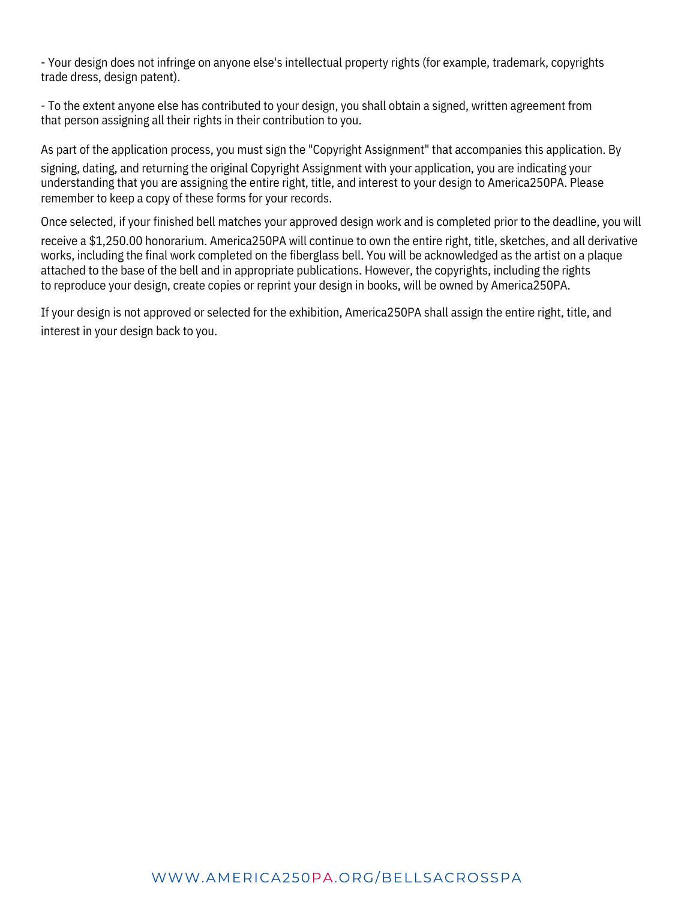- Your design does not infringe on anyone else's intellectual property rights (for example, trademark, copyrights trade dress, design patent).

- To the extent anyone else has contributed to your design, you shall obtain a signed, written agreement from that person assigning all their rights in their contribution to you.

As part of the application process, you must sign the "Copyright Assignment" that accompanies this application. By signing, dating, and returning the original Copyright Assignment with your application, you are indicating your understanding that you are assigning the entire right, title, and interest to your design to America250PA. Please remember to keep a copy of these forms for your records.

Once selected, if your finished bell matches your approved design work and is completed prior to the deadline, you will receive a $1,250.00 honorarium. America250PA will continue to own the entire right, title, sketches, and all derivative works, including the final work completed on the fiberglass bell. You will be acknowledged as the artist on a plaque attached to the base of the bell and in appropriate publications. However, the copyrights, including the rights to reproduce your design, create copies or reprint your design in books, will be owned by America250PA.

If your design is not approved or selected for the exhibition, America250PA shall assign the entire right, title, and interest in your design back to you.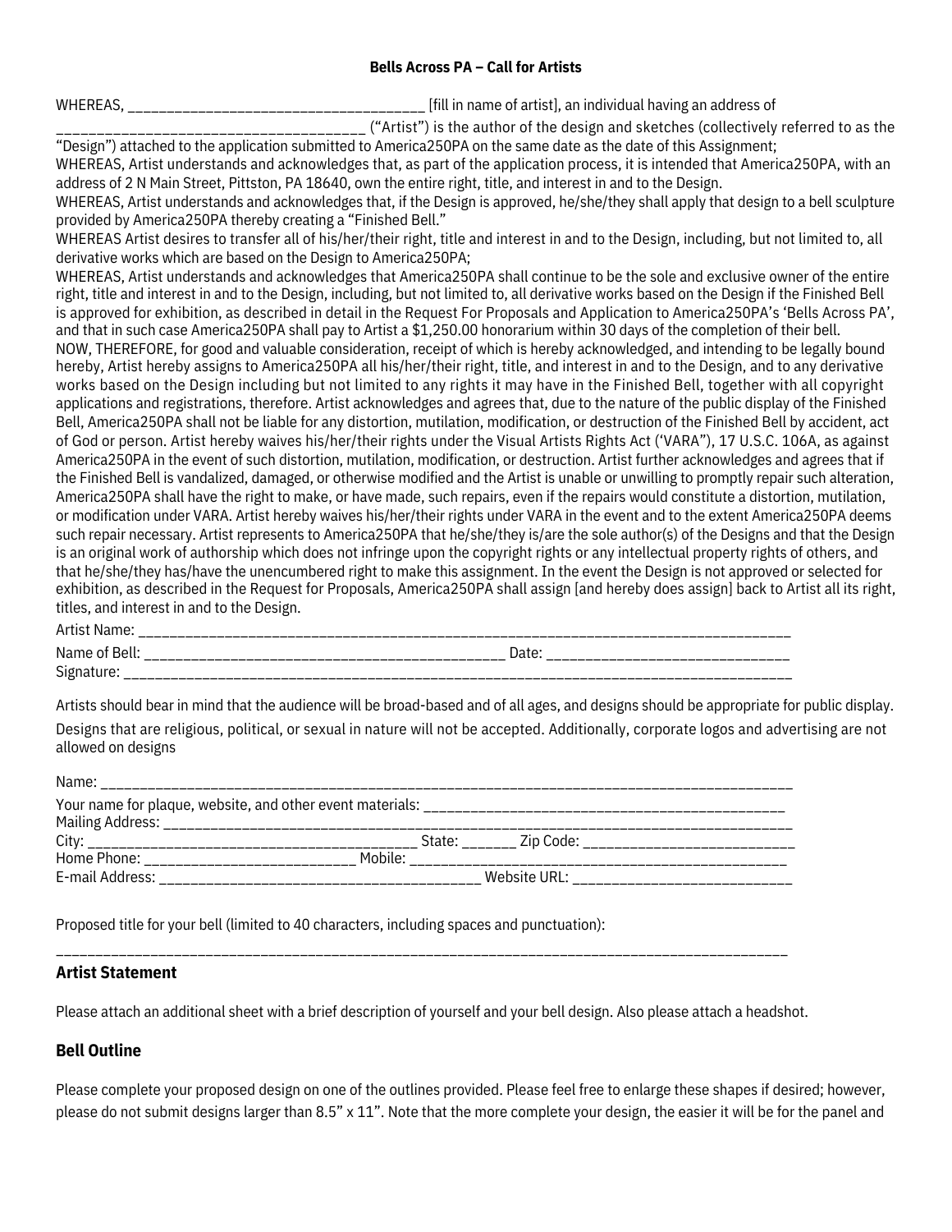**Bells Across PA – Call for Artists**

WHEREAS, _____________________________________ [fill in name of artist], an individual having an address of _____________________________________ ("Artist") is the author of the design and sketches (collectively referred to as the "Design") attached to the application submitted to America250PA on the same date as the date of this Assignment;

WHEREAS, Artist understands and acknowledges that, as part of the application process, it is intended that America250PA, with an address of 2 N Main Street, Pittston, PA 18640, own the entire right, title, and interest in and to the Design.

WHEREAS, Artist understands and acknowledges that, if the Design is approved, he/she/they shall apply that design to a bell sculpture provided by America250PA thereby creating a "Finished Bell."

WHEREAS Artist desires to transfer all of his/her/their right, title and interest in and to the Design, including, but not limited to, all derivative works which are based on the Design to America250PA;

WHEREAS, Artist understands and acknowledges that America250PA shall continue to be the sole and exclusive owner of the entire right, title and interest in and to the Design, including, but not limited to, all derivative works based on the Design if the Finished Bell is approved for exhibition, as described in detail in the Request For Proposals and Application to America250PA's 'Bells Across PA', and that in such case America250PA shall pay to Artist a $1,250.00 honorarium within 30 days of the completion of their bell.

NOW, THEREFORE, for good and valuable consideration, receipt of which is hereby acknowledged, and intending to be legally bound hereby, Artist hereby assigns to America250PA all his/her/their right, title, and interest in and to the Design, and to any derivative works based on the Design including but not limited to any rights it may have in the Finished Bell, together with all copyright applications and registrations, therefore. Artist acknowledges and agrees that, due to the nature of the public display of the Finished Bell, America250PA shall not be liable for any distortion, mutilation, modification, or destruction of the Finished Bell by accident, act of God or person. Artist hereby waives his/her/their rights under the Visual Artists Rights Act ('VARA"), 17 U.S.C. 106A, as against America250PA in the event of such distortion, mutilation, modification, or destruction. Artist further acknowledges and agrees that if the Finished Bell is vandalized, damaged, or otherwise modified and the Artist is unable or unwilling to promptly repair such alteration, America250PA shall have the right to make, or have made, such repairs, even if the repairs would constitute a distortion, mutilation, or modification under VARA. Artist hereby waives his/her/their rights under VARA in the event and to the extent America250PA deems such repair necessary. Artist represents to America250PA that he/she/they is/are the sole author(s) of the Designs and that the Design is an original work of authorship which does not infringe upon the copyright rights or any intellectual property rights of others, and that he/she/they has/have the unencumbered right to make this assignment. In the event the Design is not approved or selected for exhibition, as described in the Request for Proposals, America250PA shall assign [and hereby does assign] back to Artist all its right, titles, and interest in and to the Design.

Artist Name: _____________________________________________

Name of Bell: _____________________________ Date: ____________________

Signature: _____________________________________________

Artists should bear in mind that the audience will be broad-based and of all ages, and designs should be appropriate for public display.

Designs that are religious, political, or sexual in nature will not be accepted. Additionally, corporate logos and advertising are not allowed on designs

Name: _____________________________________________

Your name for plaque, website, and other event materials: _____________________________

Mailing Address: _____________________________________________

City: ___________________________ State: _______ Zip Code: ____________________

Home Phone: ____________________ Mobile: ____________________________

E-mail Address: ___________________________ Website URL: ____________________

Proposed title for your bell (limited to 40 characters, including spaces and punctuation):

_____________________________________________

## Artist Statement

Please attach an additional sheet with a brief description of yourself and your bell design. Also please attach a headshot.

## Bell Outline

Please complete your proposed design on one of the outlines provided. Please feel free to enlarge these shapes if desired; however, please do not submit designs larger than 8.5" x 11". Note that the more complete your design, the easier it will be for the panel and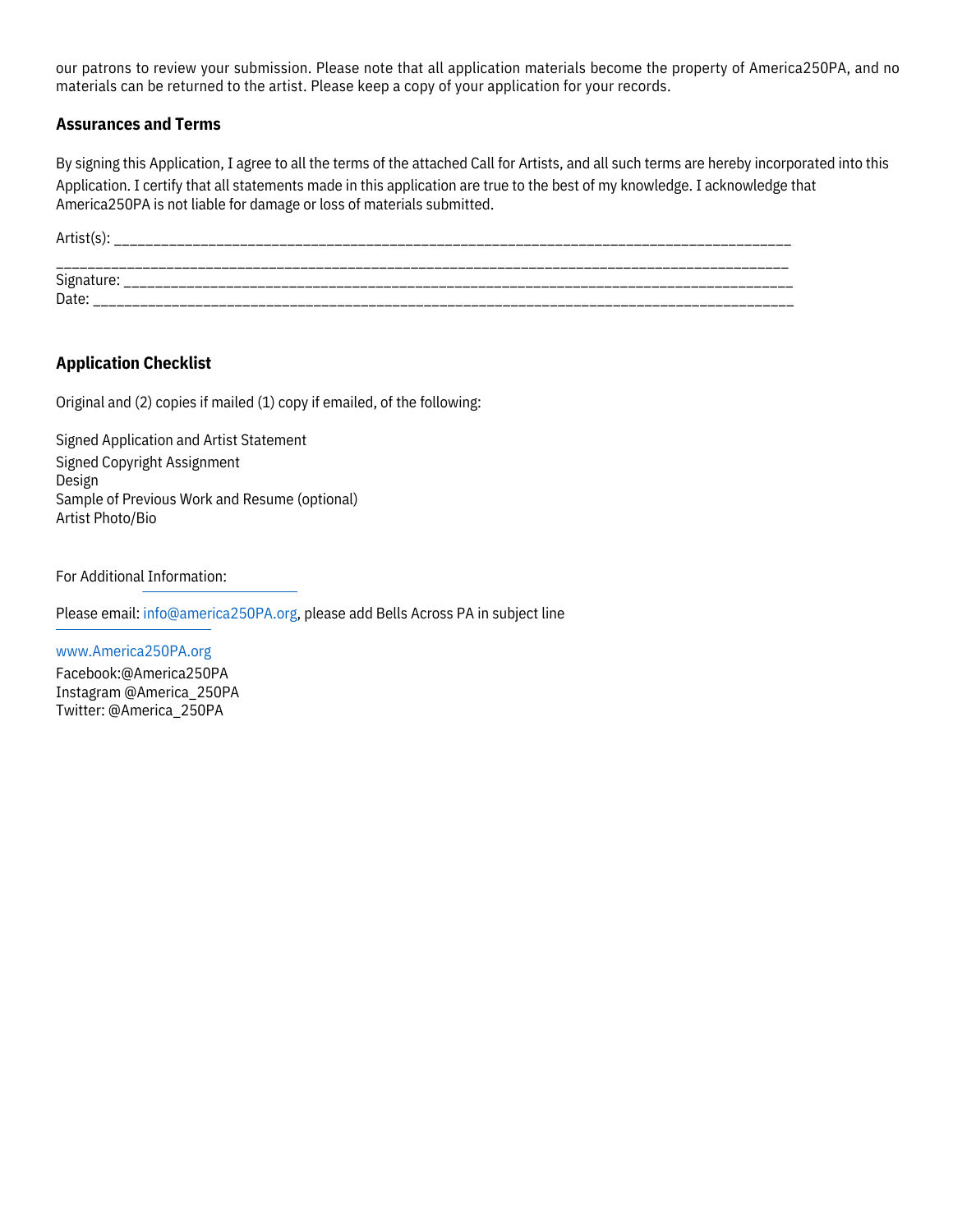our patrons to review your submission. Please note that all application materials become the property of America250PA, and no materials can be returned to the artist. Please keep a copy of your application for your records.

### Assurances and Terms

By signing this Application, I agree to all the terms of the attached Call for Artists, and all such terms are hereby incorporated into this Application. I certify that all statements made in this application are true to the best of my knowledge. I acknowledge that America250PA is not liable for damage or loss of materials submitted.

Artist(s): ________________________________________________________________________________________

____________________________________________________________________________________________

Signature: ______________________________________________________________________________________

Date: __________________________________________________________________________________________

### Application Checklist

Original and (2) copies if mailed (1) copy if emailed, of the following:

Signed Application and Artist Statement
Signed Copyright Assignment
Design
Sample of Previous Work and Resume (optional)
Artist Photo/Bio

For Additional Information:

Please email: info@america250PA.org, please add Bells Across PA in subject line

www.America250PA.org
Facebook:@America250PA
Instagram @America_250PA
Twitter: @America_250PA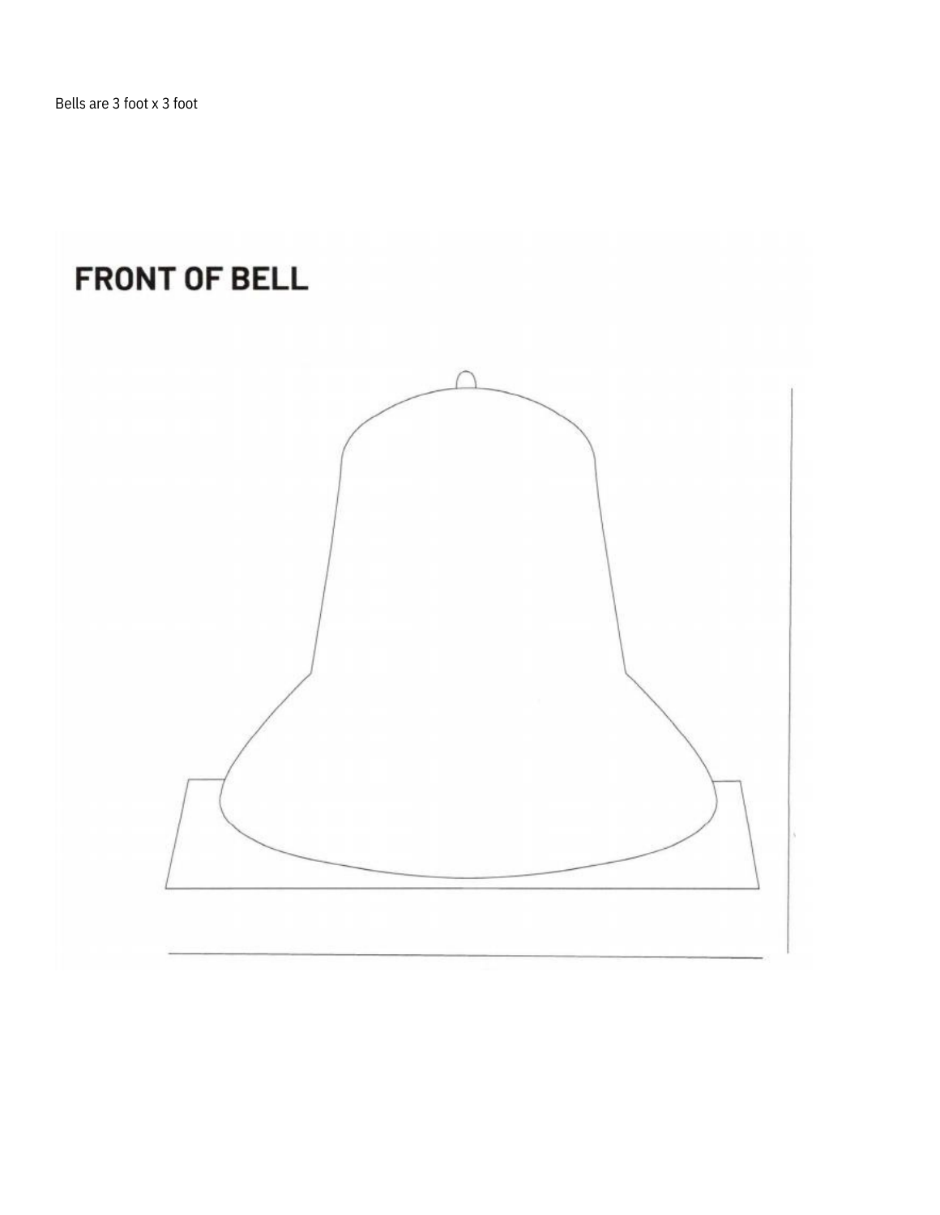Bells are 3 foot x 3 foot

## FRONT OF BELL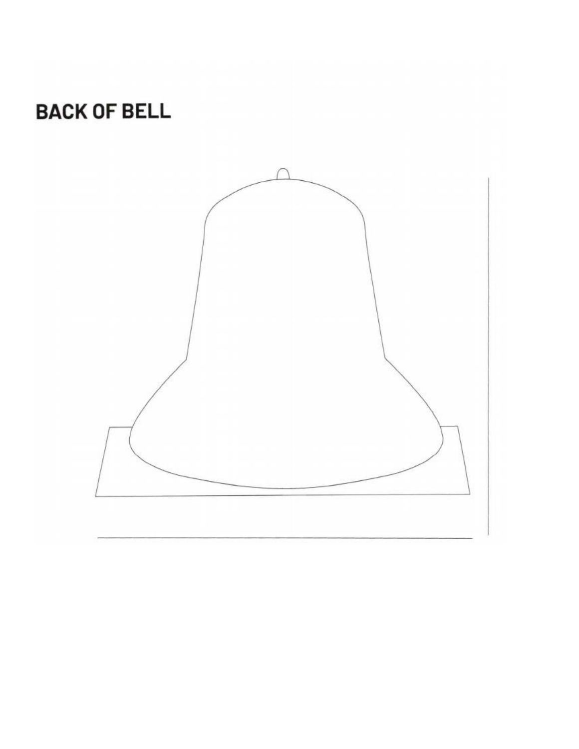**BACK OF BELL**